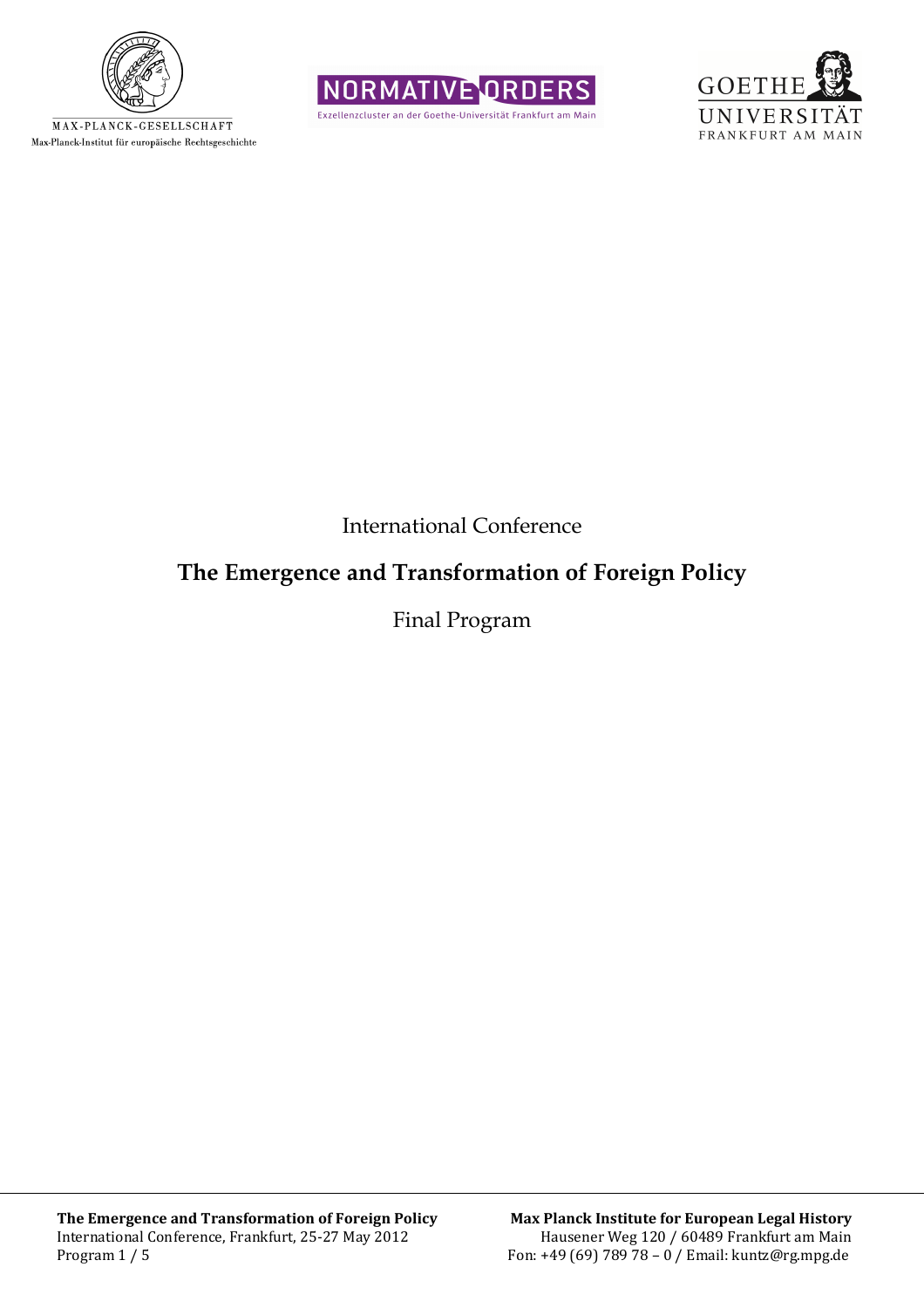MAX-PLANCK-GESELLSCHAFT
Max-Planck-Institut für europäische Rechtsgeschichte

NORMATIVE ORDERS
Exzellenzcluster an der Goethe-Universität Frankfurt am Main

GOETHE UNIVERSITÄT FRANKFURT AM MAIN

International Conference

# The Emergence and Transformation of Foreign Policy

Final Program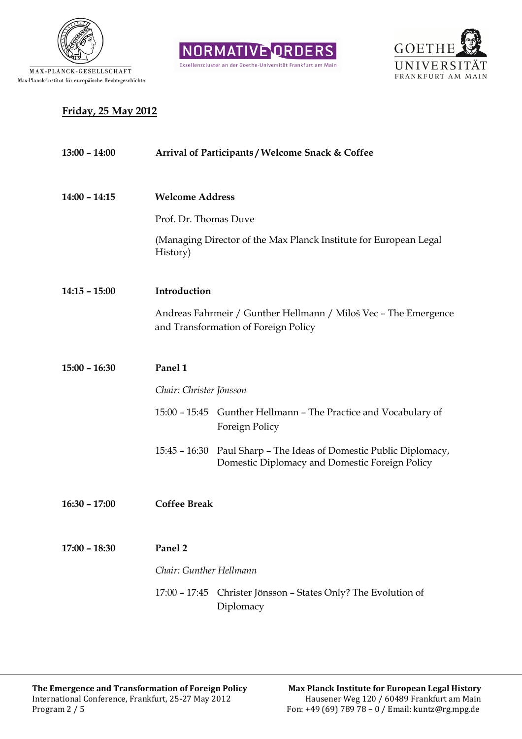## Friday, 25 May 2012

**13:00 – 14:00** **Arrival of Participants / Welcome Snack & Coffee**

**14:00 – 14:15** **Welcome Address**

Prof. Dr. Thomas Duve

(Managing Director of the Max Planck Institute for European Legal History)

**14:15 – 15:00** **Introduction**

Andreas Fahrmeir / Gunther Hellmann / Miloš Vec – The Emergence and Transformation of Foreign Policy

**15:00 – 16:30** **Panel 1**

*Chair: Christer Jönsson*

15:00 – 15:45 Gunther Hellmann – The Practice and Vocabulary of Foreign Policy

15:45 – 16:30 Paul Sharp – The Ideas of Domestic Public Diplomacy, Domestic Diplomacy and Domestic Foreign Policy

**16:30 – 17:00** **Coffee Break**

**17:00 – 18:30** **Panel 2**

*Chair: Gunther Hellmann*

17:00 – 17:45 Christer Jönsson – States Only? The Evolution of Diplomacy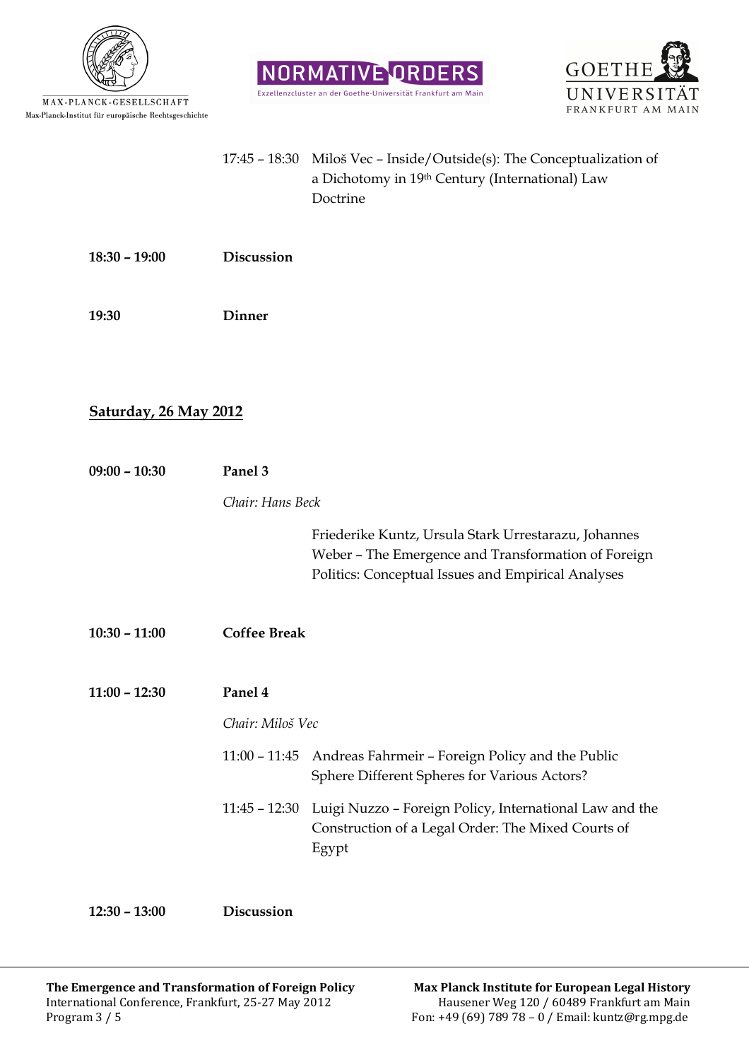17:45 – 18:30 Miloš Vec – Inside/Outside(s): The Conceptualization of a Dichotomy in 19th Century (International) Law Doctrine

**18:30 – 19:00** **Discussion**

**19:30** **Dinner**

## Saturday, 26 May 2012

**09:00 – 10:30** **Panel 3**

*Chair: Hans Beck*

Friederike Kuntz, Ursula Stark Urrestarazu, Johannes Weber – The Emergence and Transformation of Foreign Politics: Conceptual Issues and Empirical Analyses

**10:30 – 11:00** **Coffee Break**

**11:00 – 12:30** **Panel 4**

*Chair: Miloš Vec*

11:00 – 11:45 Andreas Fahrmeir – Foreign Policy and the Public Sphere Different Spheres for Various Actors?

11:45 – 12:30 Luigi Nuzzo – Foreign Policy, International Law and the Construction of a Legal Order: The Mixed Courts of Egypt

**12:30 – 13:00** **Discussion**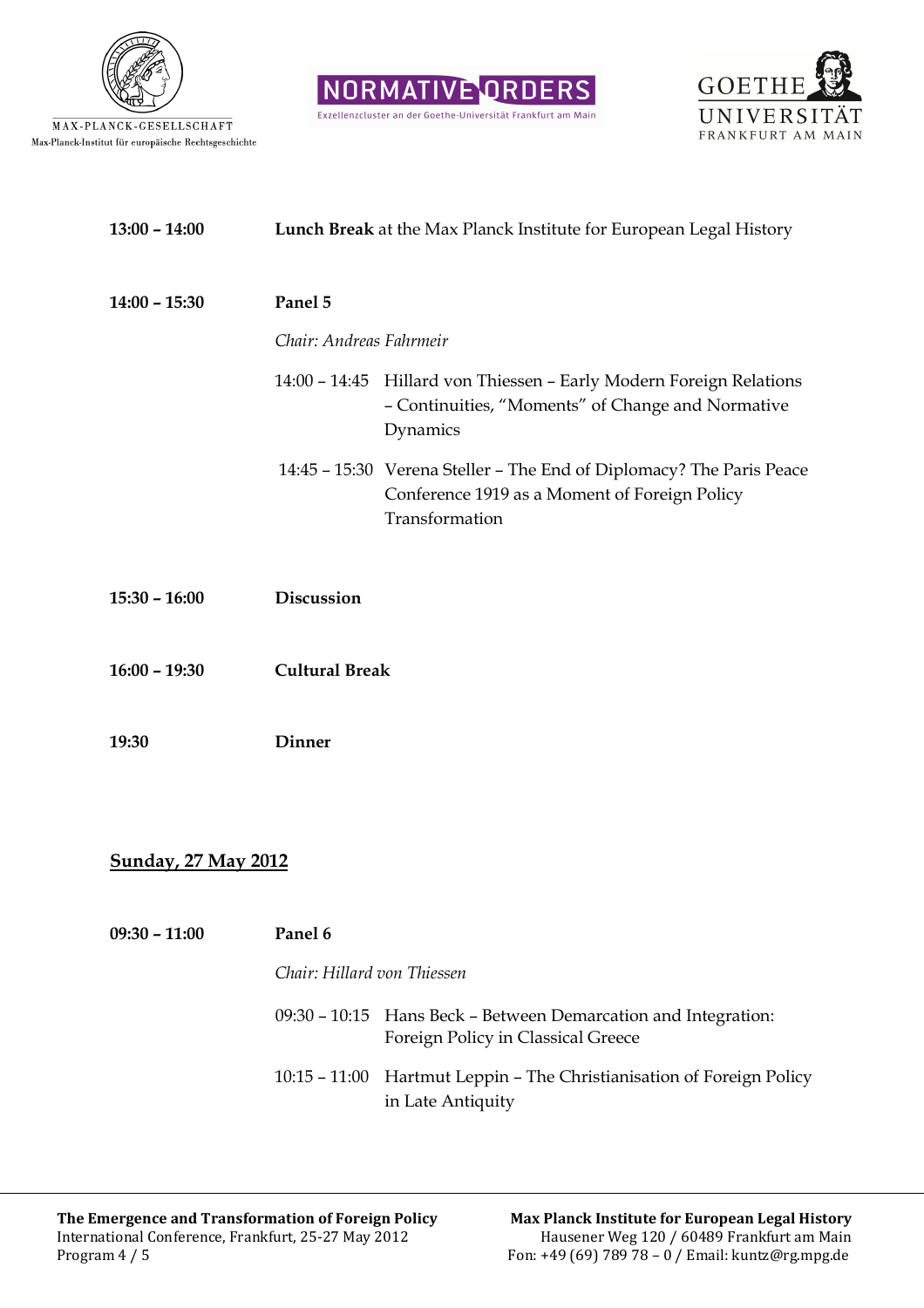**13:00 – 14:00** **Lunch Break** at the Max Planck Institute for European Legal History

**14:00 – 15:30** **Panel 5**

*Chair: Andreas Fahrmeir*

14:00 – 14:45 Hillard von Thiessen – Early Modern Foreign Relations – Continuities, "Moments" of Change and Normative Dynamics

14:45 – 15:30 Verena Steller – The End of Diplomacy? The Paris Peace Conference 1919 as a Moment of Foreign Policy Transformation

**15:30 – 16:00** **Discussion**

**16:00 – 19:30** **Cultural Break**

**19:30** **Dinner**

## Sunday, 27 May 2012

**09:30 – 11:00** **Panel 6**

*Chair: Hillard von Thiessen*

09:30 – 10:15 Hans Beck – Between Demarcation and Integration: Foreign Policy in Classical Greece

10:15 – 11:00 Hartmut Leppin – The Christianisation of Foreign Policy in Late Antiquity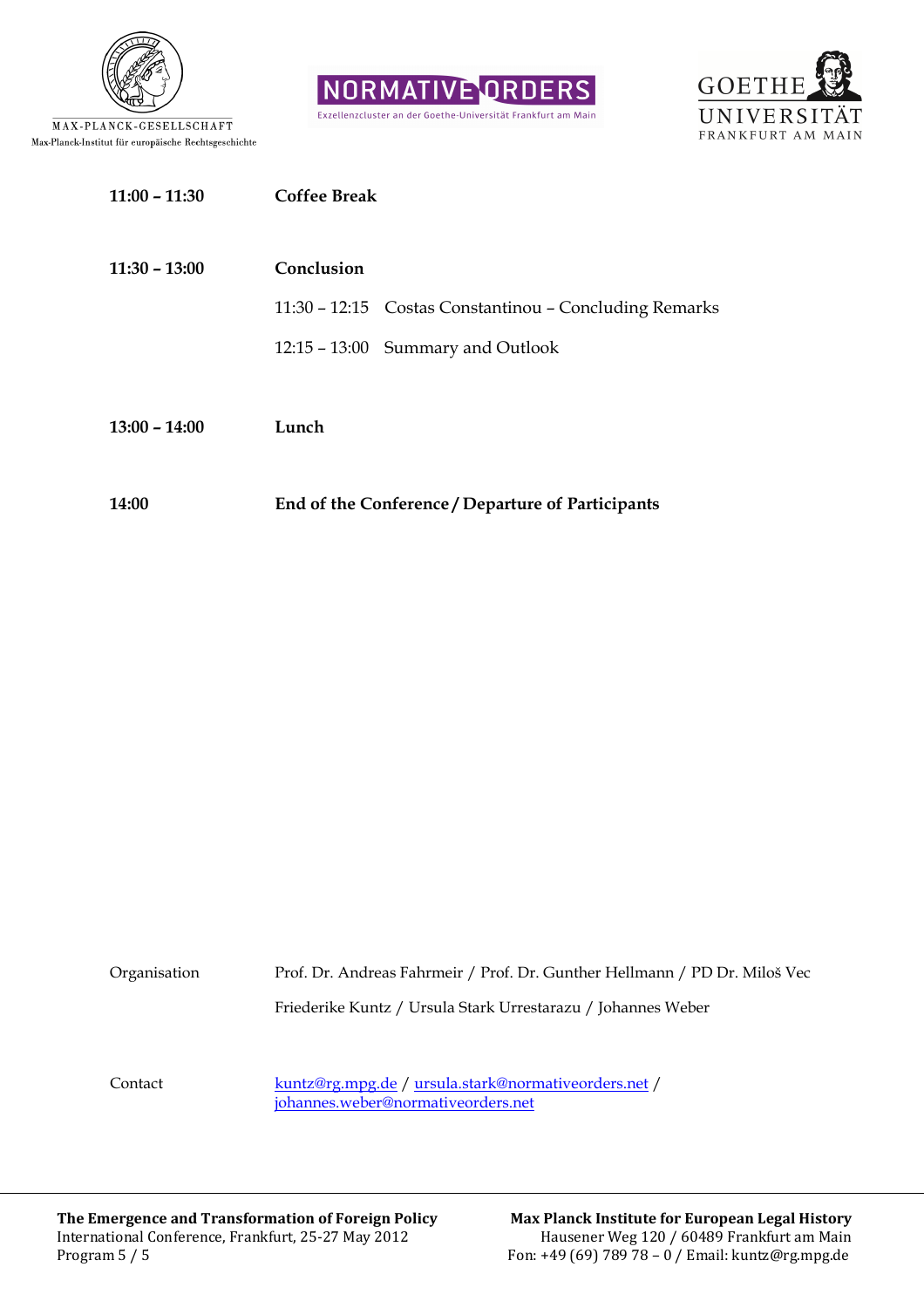| | | |
|---|---|---|
| **11:00 – 11:30** | **Coffee Break** | |
| **11:30 – 13:00** | **Conclusion** | |
| | 11:30 – 12:15 | Costas Constantinou – Concluding Remarks |
| | 12:15 – 13:00 | Summary and Outlook |
| **13:00 – 14:00** | **Lunch** | |
| **14:00** | **End of the Conference / Departure of Participants** | |

Organisation: Prof. Dr. Andreas Fahrmeir / Prof. Dr. Gunther Hellmann / PD Dr. Miloš Vec

Friederike Kuntz / Ursula Stark Urrestarazu / Johannes Weber

Contact: kuntz@rg.mpg.de / ursula.stark@normativeorders.net / johannes.weber@normativeorders.net